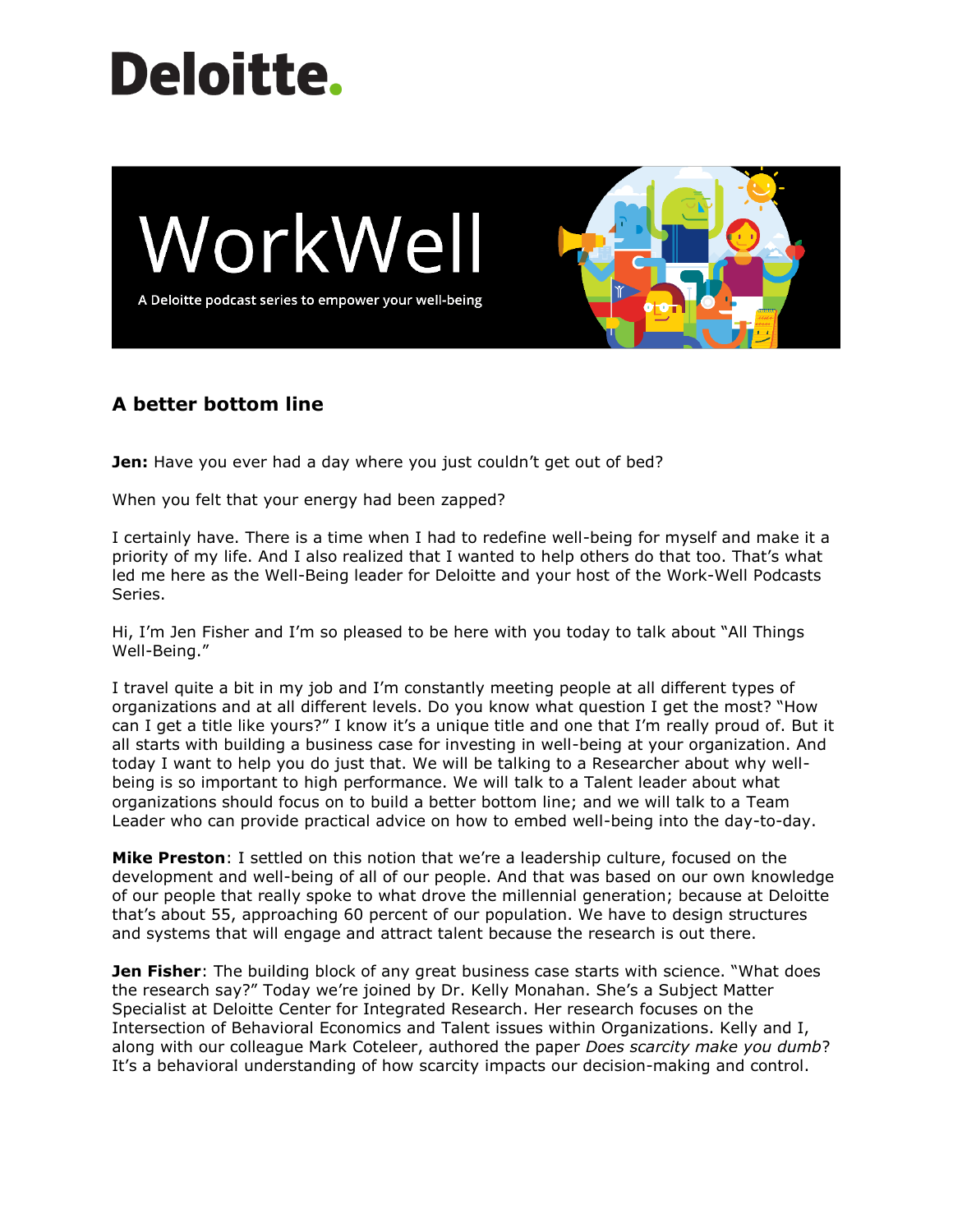Deloitte.

WorkWell

A Deloitte podcast series to empower your well-being

## A better bottom line

**Jen:** Have you ever had a day where you just couldn't get out of bed?

When you felt that your energy had been zapped?

I certainly have. There is a time when I had to redefine well-being for myself and make it a priority of my life. And I also realized that I wanted to help others do that too. That's what led me here as the Well-Being leader for Deloitte and your host of the Work-Well Podcasts Series.

Hi, I'm Jen Fisher and I'm so pleased to be here with you today to talk about "All Things Well-Being."

I travel quite a bit in my job and I'm constantly meeting people at all different types of organizations and at all different levels. Do you know what question I get the most? "How can I get a title like yours?" I know it's a unique title and one that I'm really proud of. But it all starts with building a business case for investing in well-being at your organization. And today I want to help you do just that. We will be talking to a Researcher about why well-being is so important to high performance. We will talk to a Talent leader about what organizations should focus on to build a better bottom line; and we will talk to a Team Leader who can provide practical advice on how to embed well-being into the day-to-day.

**Mike Preston**: I settled on this notion that we're a leadership culture, focused on the development and well-being of all of our people. And that was based on our own knowledge of our people that really spoke to what drove the millennial generation; because at Deloitte that's about 55, approaching 60 percent of our population. We have to design structures and systems that will engage and attract talent because the research is out there.

**Jen Fisher**: The building block of any great business case starts with science. "What does the research say?" Today we're joined by Dr. Kelly Monahan. She's a Subject Matter Specialist at Deloitte Center for Integrated Research. Her research focuses on the Intersection of Behavioral Economics and Talent issues within Organizations. Kelly and I, along with our colleague Mark Coteleer, authored the paper *Does scarcity make you dumb*? It's a behavioral understanding of how scarcity impacts our decision-making and control.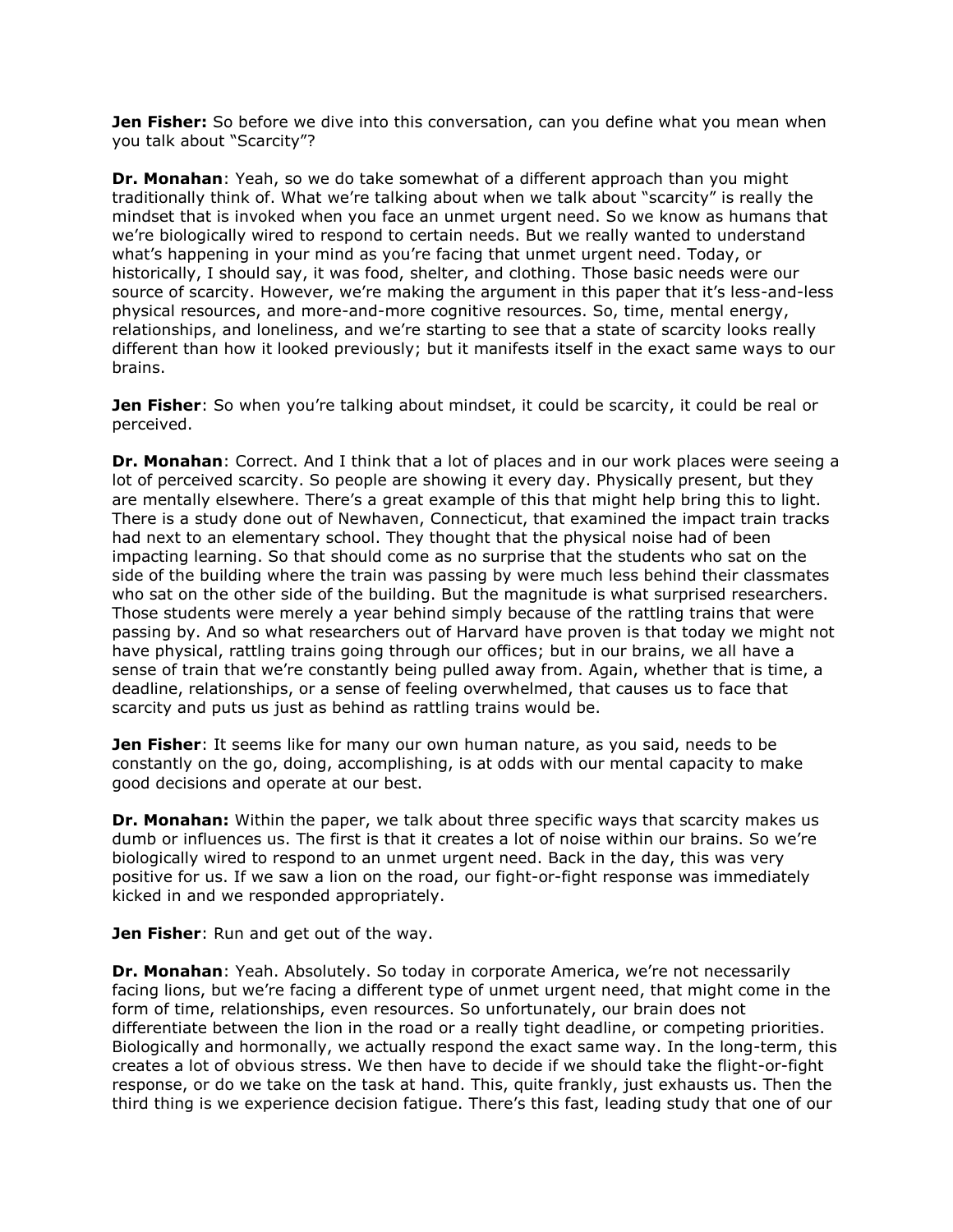**Jen Fisher:** So before we dive into this conversation, can you define what you mean when you talk about "Scarcity"?

**Dr. Monahan**: Yeah, so we do take somewhat of a different approach than you might traditionally think of. What we're talking about when we talk about "scarcity" is really the mindset that is invoked when you face an unmet urgent need. So we know as humans that we're biologically wired to respond to certain needs. But we really wanted to understand what's happening in your mind as you're facing that unmet urgent need. Today, or historically, I should say, it was food, shelter, and clothing. Those basic needs were our source of scarcity. However, we're making the argument in this paper that it's less-and-less physical resources, and more-and-more cognitive resources. So, time, mental energy, relationships, and loneliness, and we're starting to see that a state of scarcity looks really different than how it looked previously; but it manifests itself in the exact same ways to our brains.

**Jen Fisher**: So when you're talking about mindset, it could be scarcity, it could be real or perceived.

**Dr. Monahan**: Correct. And I think that a lot of places and in our work places were seeing a lot of perceived scarcity. So people are showing it every day. Physically present, but they are mentally elsewhere. There's a great example of this that might help bring this to light. There is a study done out of Newhaven, Connecticut, that examined the impact train tracks had next to an elementary school. They thought that the physical noise had of been impacting learning. So that should come as no surprise that the students who sat on the side of the building where the train was passing by were much less behind their classmates who sat on the other side of the building. But the magnitude is what surprised researchers. Those students were merely a year behind simply because of the rattling trains that were passing by. And so what researchers out of Harvard have proven is that today we might not have physical, rattling trains going through our offices; but in our brains, we all have a sense of train that we're constantly being pulled away from. Again, whether that is time, a deadline, relationships, or a sense of feeling overwhelmed, that causes us to face that scarcity and puts us just as behind as rattling trains would be.

**Jen Fisher**: It seems like for many our own human nature, as you said, needs to be constantly on the go, doing, accomplishing, is at odds with our mental capacity to make good decisions and operate at our best.

**Dr. Monahan:** Within the paper, we talk about three specific ways that scarcity makes us dumb or influences us. The first is that it creates a lot of noise within our brains. So we're biologically wired to respond to an unmet urgent need. Back in the day, this was very positive for us. If we saw a lion on the road, our fight-or-fight response was immediately kicked in and we responded appropriately.

**Jen Fisher**: Run and get out of the way.

**Dr. Monahan**: Yeah. Absolutely. So today in corporate America, we're not necessarily facing lions, but we're facing a different type of unmet urgent need, that might come in the form of time, relationships, even resources. So unfortunately, our brain does not differentiate between the lion in the road or a really tight deadline, or competing priorities. Biologically and hormonally, we actually respond the exact same way. In the long-term, this creates a lot of obvious stress. We then have to decide if we should take the flight-or-fight response, or do we take on the task at hand. This, quite frankly, just exhausts us. Then the third thing is we experience decision fatigue. There's this fast, leading study that one of our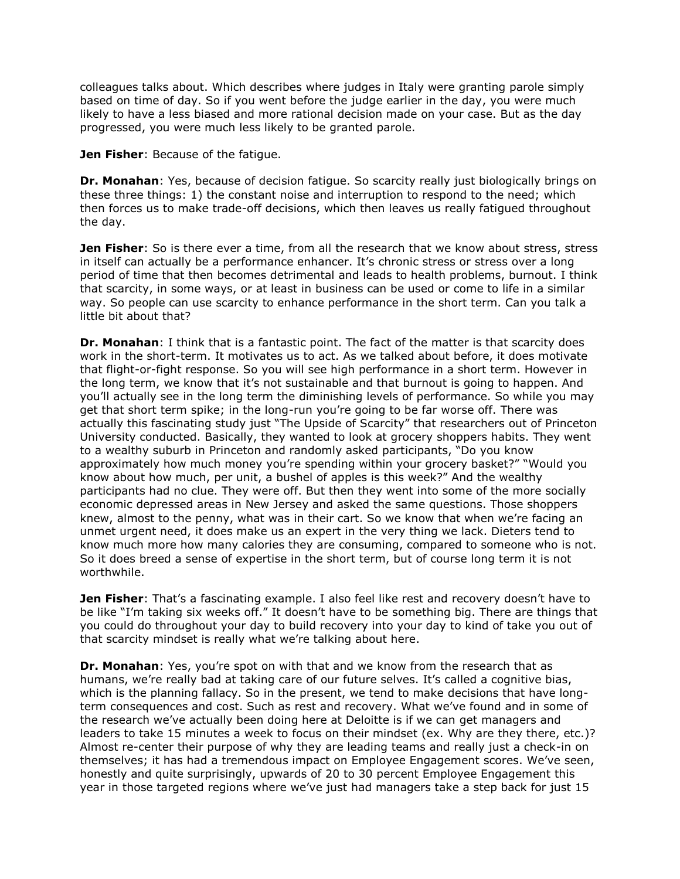colleagues talks about. Which describes where judges in Italy were granting parole simply based on time of day. So if you went before the judge earlier in the day, you were much likely to have a less biased and more rational decision made on your case. But as the day progressed, you were much less likely to be granted parole.

**Jen Fisher**: Because of the fatigue.

**Dr. Monahan**: Yes, because of decision fatigue. So scarcity really just biologically brings on these three things: 1) the constant noise and interruption to respond to the need; which then forces us to make trade-off decisions, which then leaves us really fatigued throughout the day.

**Jen Fisher**: So is there ever a time, from all the research that we know about stress, stress in itself can actually be a performance enhancer. It's chronic stress or stress over a long period of time that then becomes detrimental and leads to health problems, burnout. I think that scarcity, in some ways, or at least in business can be used or come to life in a similar way. So people can use scarcity to enhance performance in the short term. Can you talk a little bit about that?

**Dr. Monahan**: I think that is a fantastic point. The fact of the matter is that scarcity does work in the short-term. It motivates us to act. As we talked about before, it does motivate that flight-or-fight response. So you will see high performance in a short term. However in the long term, we know that it's not sustainable and that burnout is going to happen. And you'll actually see in the long term the diminishing levels of performance. So while you may get that short term spike; in the long-run you're going to be far worse off. There was actually this fascinating study just "The Upside of Scarcity" that researchers out of Princeton University conducted. Basically, they wanted to look at grocery shoppers habits. They went to a wealthy suburb in Princeton and randomly asked participants, "Do you know approximately how much money you're spending within your grocery basket?" "Would you know about how much, per unit, a bushel of apples is this week?" And the wealthy participants had no clue. They were off. But then they went into some of the more socially economic depressed areas in New Jersey and asked the same questions. Those shoppers knew, almost to the penny, what was in their cart. So we know that when we're facing an unmet urgent need, it does make us an expert in the very thing we lack. Dieters tend to know much more how many calories they are consuming, compared to someone who is not. So it does breed a sense of expertise in the short term, but of course long term it is not worthwhile.

**Jen Fisher**: That's a fascinating example. I also feel like rest and recovery doesn't have to be like "I'm taking six weeks off." It doesn't have to be something big. There are things that you could do throughout your day to build recovery into your day to kind of take you out of that scarcity mindset is really what we're talking about here.

**Dr. Monahan**: Yes, you're spot on with that and we know from the research that as humans, we're really bad at taking care of our future selves. It's called a cognitive bias, which is the planning fallacy. So in the present, we tend to make decisions that have long-term consequences and cost. Such as rest and recovery. What we've found and in some of the research we've actually been doing here at Deloitte is if we can get managers and leaders to take 15 minutes a week to focus on their mindset (ex. Why are they there, etc.)? Almost re-center their purpose of why they are leading teams and really just a check-in on themselves; it has had a tremendous impact on Employee Engagement scores. We've seen, honestly and quite surprisingly, upwards of 20 to 30 percent Employee Engagement this year in those targeted regions where we've just had managers take a step back for just 15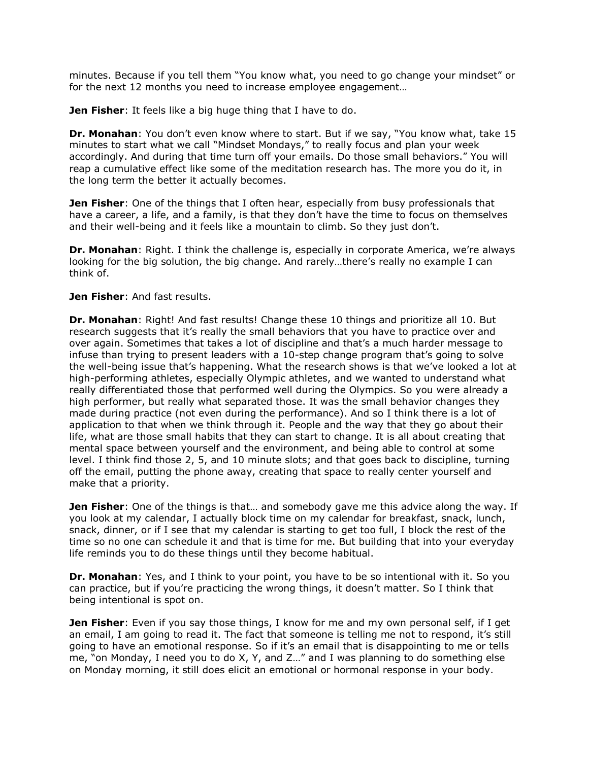minutes. Because if you tell them "You know what, you need to go change your mindset" or for the next 12 months you need to increase employee engagement…

**Jen Fisher**: It feels like a big huge thing that I have to do.

**Dr. Monahan**: You don't even know where to start. But if we say, "You know what, take 15 minutes to start what we call "Mindset Mondays," to really focus and plan your week accordingly. And during that time turn off your emails. Do those small behaviors." You will reap a cumulative effect like some of the meditation research has. The more you do it, in the long term the better it actually becomes.

**Jen Fisher**: One of the things that I often hear, especially from busy professionals that have a career, a life, and a family, is that they don't have the time to focus on themselves and their well-being and it feels like a mountain to climb. So they just don't.

**Dr. Monahan**: Right. I think the challenge is, especially in corporate America, we're always looking for the big solution, the big change. And rarely…there's really no example I can think of.

**Jen Fisher**: And fast results.

**Dr. Monahan**: Right! And fast results! Change these 10 things and prioritize all 10. But research suggests that it's really the small behaviors that you have to practice over and over again. Sometimes that takes a lot of discipline and that's a much harder message to infuse than trying to present leaders with a 10-step change program that's going to solve the well-being issue that's happening. What the research shows is that we've looked a lot at high-performing athletes, especially Olympic athletes, and we wanted to understand what really differentiated those that performed well during the Olympics. So you were already a high performer, but really what separated those. It was the small behavior changes they made during practice (not even during the performance). And so I think there is a lot of application to that when we think through it. People and the way that they go about their life, what are those small habits that they can start to change. It is all about creating that mental space between yourself and the environment, and being able to control at some level. I think find those 2, 5, and 10 minute slots; and that goes back to discipline, turning off the email, putting the phone away, creating that space to really center yourself and make that a priority.

**Jen Fisher**: One of the things is that… and somebody gave me this advice along the way. If you look at my calendar, I actually block time on my calendar for breakfast, snack, lunch, snack, dinner, or if I see that my calendar is starting to get too full, I block the rest of the time so no one can schedule it and that is time for me. But building that into your everyday life reminds you to do these things until they become habitual.

**Dr. Monahan**: Yes, and I think to your point, you have to be so intentional with it. So you can practice, but if you're practicing the wrong things, it doesn't matter. So I think that being intentional is spot on.

**Jen Fisher**: Even if you say those things, I know for me and my own personal self, if I get an email, I am going to read it. The fact that someone is telling me not to respond, it's still going to have an emotional response. So if it's an email that is disappointing to me or tells me, "on Monday, I need you to do X, Y, and Z…" and I was planning to do something else on Monday morning, it still does elicit an emotional or hormonal response in your body.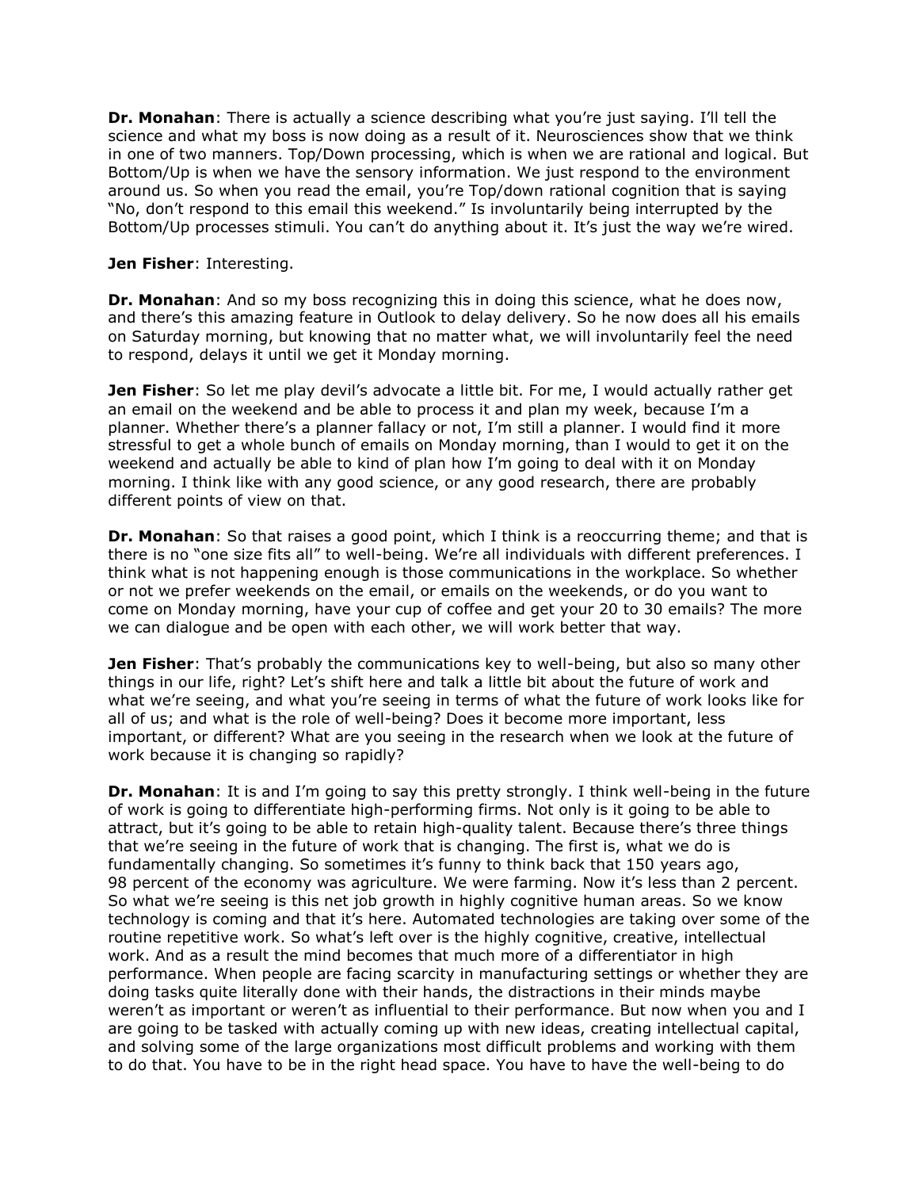**Dr. Monahan**: There is actually a science describing what you're just saying. I'll tell the science and what my boss is now doing as a result of it. Neurosciences show that we think in one of two manners. Top/Down processing, which is when we are rational and logical. But Bottom/Up is when we have the sensory information. We just respond to the environment around us. So when you read the email, you're Top/down rational cognition that is saying "No, don't respond to this email this weekend." Is involuntarily being interrupted by the Bottom/Up processes stimuli. You can't do anything about it. It's just the way we're wired.

**Jen Fisher**: Interesting.

**Dr. Monahan**: And so my boss recognizing this in doing this science, what he does now, and there's this amazing feature in Outlook to delay delivery. So he now does all his emails on Saturday morning, but knowing that no matter what, we will involuntarily feel the need to respond, delays it until we get it Monday morning.

**Jen Fisher**: So let me play devil's advocate a little bit. For me, I would actually rather get an email on the weekend and be able to process it and plan my week, because I'm a planner. Whether there's a planner fallacy or not, I'm still a planner. I would find it more stressful to get a whole bunch of emails on Monday morning, than I would to get it on the weekend and actually be able to kind of plan how I'm going to deal with it on Monday morning. I think like with any good science, or any good research, there are probably different points of view on that.

**Dr. Monahan**: So that raises a good point, which I think is a reoccurring theme; and that is there is no "one size fits all" to well-being. We're all individuals with different preferences. I think what is not happening enough is those communications in the workplace. So whether or not we prefer weekends on the email, or emails on the weekends, or do you want to come on Monday morning, have your cup of coffee and get your 20 to 30 emails? The more we can dialogue and be open with each other, we will work better that way.

**Jen Fisher**: That's probably the communications key to well-being, but also so many other things in our life, right? Let's shift here and talk a little bit about the future of work and what we're seeing, and what you're seeing in terms of what the future of work looks like for all of us; and what is the role of well-being? Does it become more important, less important, or different? What are you seeing in the research when we look at the future of work because it is changing so rapidly?

**Dr. Monahan**: It is and I'm going to say this pretty strongly. I think well-being in the future of work is going to differentiate high-performing firms. Not only is it going to be able to attract, but it's going to be able to retain high-quality talent. Because there's three things that we're seeing in the future of work that is changing. The first is, what we do is fundamentally changing. So sometimes it's funny to think back that 150 years ago, 98 percent of the economy was agriculture. We were farming. Now it's less than 2 percent. So what we're seeing is this net job growth in highly cognitive human areas. So we know technology is coming and that it's here. Automated technologies are taking over some of the routine repetitive work. So what's left over is the highly cognitive, creative, intellectual work. And as a result the mind becomes that much more of a differentiator in high performance. When people are facing scarcity in manufacturing settings or whether they are doing tasks quite literally done with their hands, the distractions in their minds maybe weren't as important or weren't as influential to their performance. But now when you and I are going to be tasked with actually coming up with new ideas, creating intellectual capital, and solving some of the large organizations most difficult problems and working with them to do that. You have to be in the right head space. You have to have the well-being to do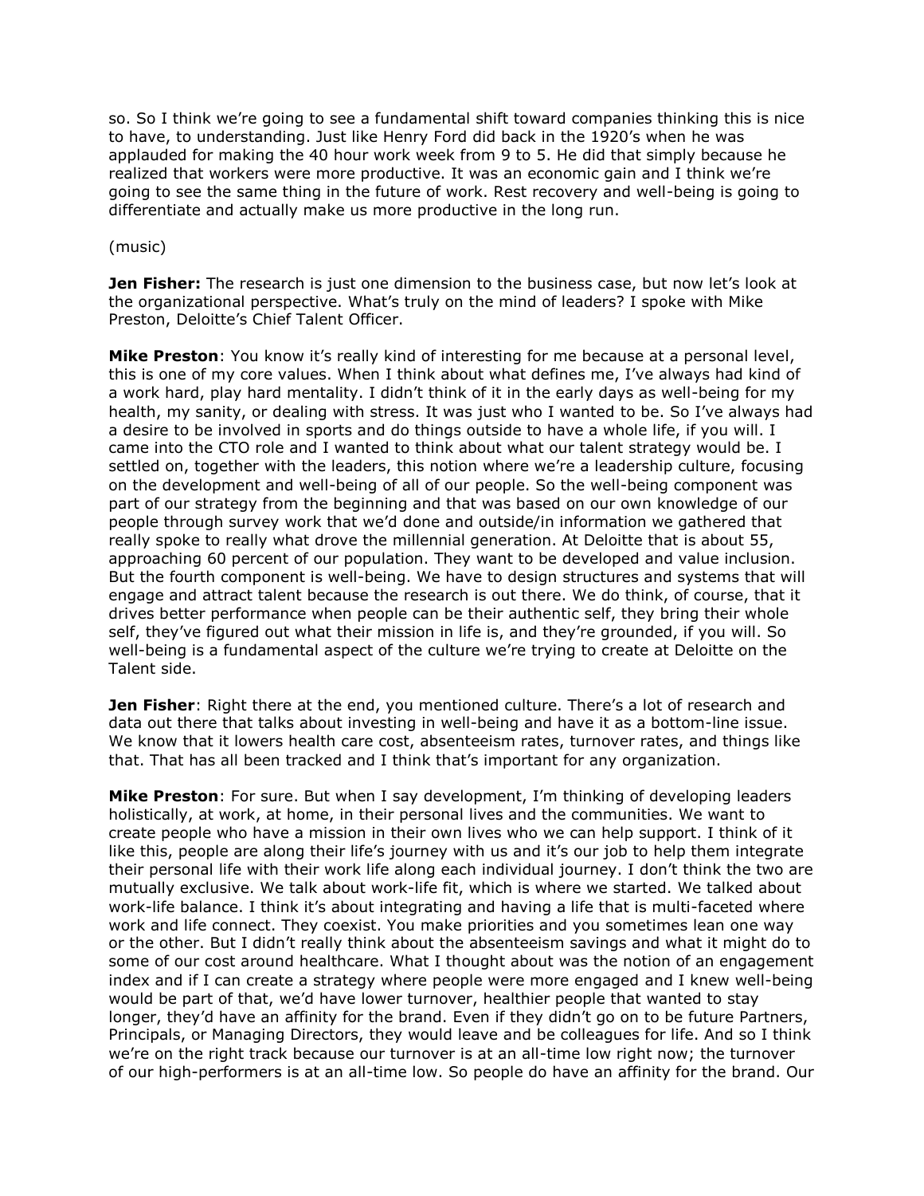so. So I think we're going to see a fundamental shift toward companies thinking this is nice to have, to understanding. Just like Henry Ford did back in the 1920's when he was applauded for making the 40 hour work week from 9 to 5. He did that simply because he realized that workers were more productive. It was an economic gain and I think we're going to see the same thing in the future of work. Rest recovery and well-being is going to differentiate and actually make us more productive in the long run.

(music)

**Jen Fisher:** The research is just one dimension to the business case, but now let's look at the organizational perspective. What's truly on the mind of leaders? I spoke with Mike Preston, Deloitte's Chief Talent Officer.

**Mike Preston**: You know it's really kind of interesting for me because at a personal level, this is one of my core values. When I think about what defines me, I've always had kind of a work hard, play hard mentality. I didn't think of it in the early days as well-being for my health, my sanity, or dealing with stress. It was just who I wanted to be. So I've always had a desire to be involved in sports and do things outside to have a whole life, if you will. I came into the CTO role and I wanted to think about what our talent strategy would be. I settled on, together with the leaders, this notion where we're a leadership culture, focusing on the development and well-being of all of our people. So the well-being component was part of our strategy from the beginning and that was based on our own knowledge of our people through survey work that we'd done and outside/in information we gathered that really spoke to really what drove the millennial generation. At Deloitte that is about 55, approaching 60 percent of our population. They want to be developed and value inclusion. But the fourth component is well-being. We have to design structures and systems that will engage and attract talent because the research is out there. We do think, of course, that it drives better performance when people can be their authentic self, they bring their whole self, they've figured out what their mission in life is, and they're grounded, if you will. So well-being is a fundamental aspect of the culture we're trying to create at Deloitte on the Talent side.

**Jen Fisher**: Right there at the end, you mentioned culture. There's a lot of research and data out there that talks about investing in well-being and have it as a bottom-line issue. We know that it lowers health care cost, absenteeism rates, turnover rates, and things like that. That has all been tracked and I think that's important for any organization.

**Mike Preston**: For sure. But when I say development, I'm thinking of developing leaders holistically, at work, at home, in their personal lives and the communities. We want to create people who have a mission in their own lives who we can help support. I think of it like this, people are along their life's journey with us and it's our job to help them integrate their personal life with their work life along each individual journey. I don't think the two are mutually exclusive. We talk about work-life fit, which is where we started. We talked about work-life balance. I think it's about integrating and having a life that is multi-faceted where work and life connect. They coexist. You make priorities and you sometimes lean one way or the other. But I didn't really think about the absenteeism savings and what it might do to some of our cost around healthcare. What I thought about was the notion of an engagement index and if I can create a strategy where people were more engaged and I knew well-being would be part of that, we'd have lower turnover, healthier people that wanted to stay longer, they'd have an affinity for the brand. Even if they didn't go on to be future Partners, Principals, or Managing Directors, they would leave and be colleagues for life. And so I think we're on the right track because our turnover is at an all-time low right now; the turnover of our high-performers is at an all-time low. So people do have an affinity for the brand. Our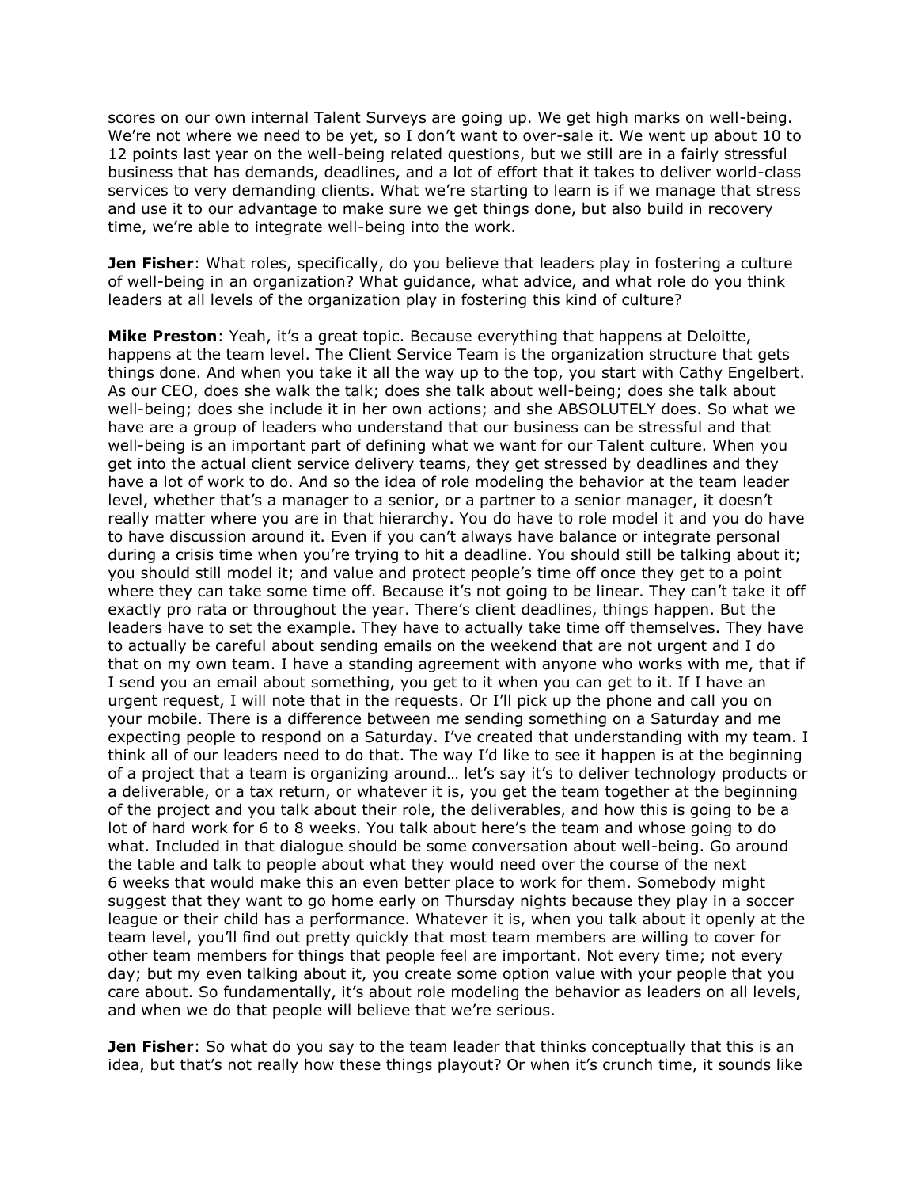scores on our own internal Talent Surveys are going up. We get high marks on well-being. We're not where we need to be yet, so I don't want to over-sale it. We went up about 10 to 12 points last year on the well-being related questions, but we still are in a fairly stressful business that has demands, deadlines, and a lot of effort that it takes to deliver world-class services to very demanding clients. What we're starting to learn is if we manage that stress and use it to our advantage to make sure we get things done, but also build in recovery time, we're able to integrate well-being into the work.

**Jen Fisher**: What roles, specifically, do you believe that leaders play in fostering a culture of well-being in an organization? What guidance, what advice, and what role do you think leaders at all levels of the organization play in fostering this kind of culture?

**Mike Preston**: Yeah, it's a great topic. Because everything that happens at Deloitte, happens at the team level. The Client Service Team is the organization structure that gets things done. And when you take it all the way up to the top, you start with Cathy Engelbert. As our CEO, does she walk the talk; does she talk about well-being; does she talk about well-being; does she include it in her own actions; and she ABSOLUTELY does. So what we have are a group of leaders who understand that our business can be stressful and that well-being is an important part of defining what we want for our Talent culture. When you get into the actual client service delivery teams, they get stressed by deadlines and they have a lot of work to do. And so the idea of role modeling the behavior at the team leader level, whether that's a manager to a senior, or a partner to a senior manager, it doesn't really matter where you are in that hierarchy. You do have to role model it and you do have to have discussion around it. Even if you can't always have balance or integrate personal during a crisis time when you're trying to hit a deadline. You should still be talking about it; you should still model it; and value and protect people's time off once they get to a point where they can take some time off. Because it's not going to be linear. They can't take it off exactly pro rata or throughout the year. There's client deadlines, things happen. But the leaders have to set the example. They have to actually take time off themselves. They have to actually be careful about sending emails on the weekend that are not urgent and I do that on my own team. I have a standing agreement with anyone who works with me, that if I send you an email about something, you get to it when you can get to it. If I have an urgent request, I will note that in the requests. Or I'll pick up the phone and call you on your mobile. There is a difference between me sending something on a Saturday and me expecting people to respond on a Saturday. I've created that understanding with my team. I think all of our leaders need to do that. The way I'd like to see it happen is at the beginning of a project that a team is organizing around… let's say it's to deliver technology products or a deliverable, or a tax return, or whatever it is, you get the team together at the beginning of the project and you talk about their role, the deliverables, and how this is going to be a lot of hard work for 6 to 8 weeks. You talk about here's the team and whose going to do what. Included in that dialogue should be some conversation about well-being. Go around the table and talk to people about what they would need over the course of the next 6 weeks that would make this an even better place to work for them. Somebody might suggest that they want to go home early on Thursday nights because they play in a soccer league or their child has a performance. Whatever it is, when you talk about it openly at the team level, you'll find out pretty quickly that most team members are willing to cover for other team members for things that people feel are important. Not every time; not every day; but my even talking about it, you create some option value with your people that you care about. So fundamentally, it's about role modeling the behavior as leaders on all levels, and when we do that people will believe that we're serious.

**Jen Fisher**: So what do you say to the team leader that thinks conceptually that this is an idea, but that's not really how these things playout? Or when it's crunch time, it sounds like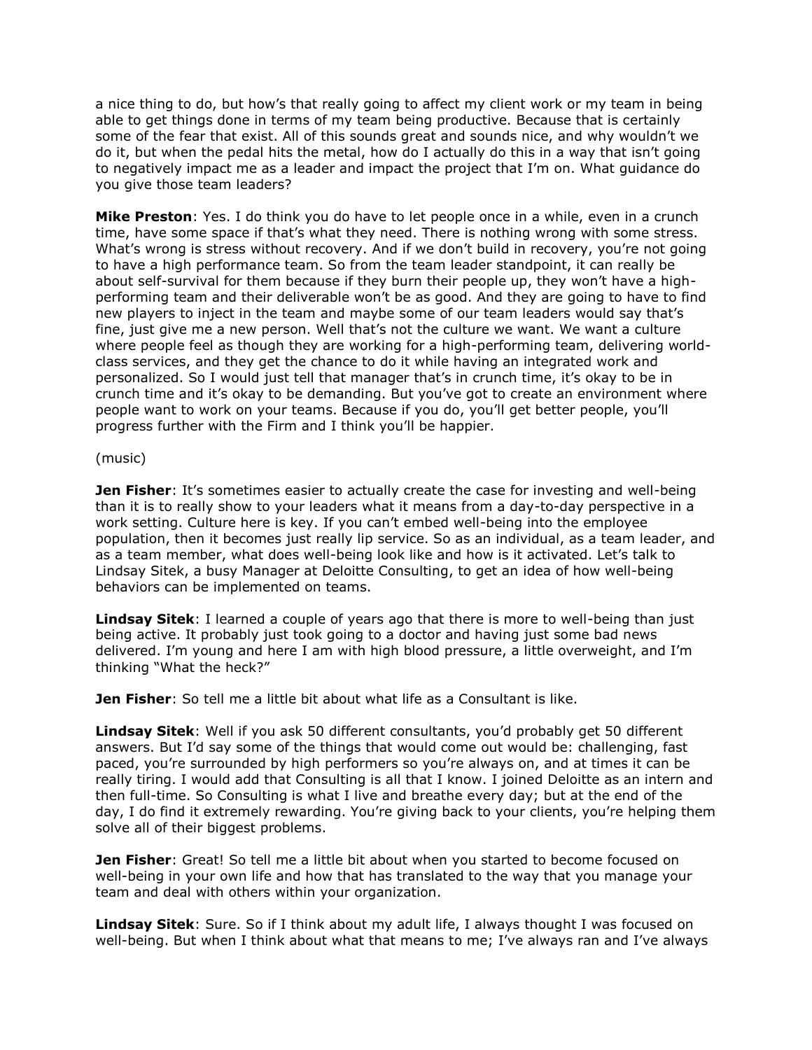a nice thing to do, but how's that really going to affect my client work or my team in being able to get things done in terms of my team being productive. Because that is certainly some of the fear that exist. All of this sounds great and sounds nice, and why wouldn't we do it, but when the pedal hits the metal, how do I actually do this in a way that isn't going to negatively impact me as a leader and impact the project that I'm on. What guidance do you give those team leaders?

**Mike Preston**: Yes. I do think you do have to let people once in a while, even in a crunch time, have some space if that's what they need. There is nothing wrong with some stress. What's wrong is stress without recovery. And if we don't build in recovery, you're not going to have a high performance team. So from the team leader standpoint, it can really be about self-survival for them because if they burn their people up, they won't have a high-performing team and their deliverable won't be as good. And they are going to have to find new players to inject in the team and maybe some of our team leaders would say that's fine, just give me a new person. Well that's not the culture we want. We want a culture where people feel as though they are working for a high-performing team, delivering world-class services, and they get the chance to do it while having an integrated work and personalized. So I would just tell that manager that's in crunch time, it's okay to be in crunch time and it's okay to be demanding. But you've got to create an environment where people want to work on your teams. Because if you do, you'll get better people, you'll progress further with the Firm and I think you'll be happier.

(music)

**Jen Fisher**: It's sometimes easier to actually create the case for investing and well-being than it is to really show to your leaders what it means from a day-to-day perspective in a work setting. Culture here is key. If you can't embed well-being into the employee population, then it becomes just really lip service. So as an individual, as a team leader, and as a team member, what does well-being look like and how is it activated. Let's talk to Lindsay Sitek, a busy Manager at Deloitte Consulting, to get an idea of how well-being behaviors can be implemented on teams.

**Lindsay Sitek**: I learned a couple of years ago that there is more to well-being than just being active. It probably just took going to a doctor and having just some bad news delivered. I'm young and here I am with high blood pressure, a little overweight, and I'm thinking "What the heck?"

**Jen Fisher**: So tell me a little bit about what life as a Consultant is like.

**Lindsay Sitek**: Well if you ask 50 different consultants, you'd probably get 50 different answers. But I'd say some of the things that would come out would be: challenging, fast paced, you're surrounded by high performers so you're always on, and at times it can be really tiring. I would add that Consulting is all that I know. I joined Deloitte as an intern and then full-time. So Consulting is what I live and breathe every day; but at the end of the day, I do find it extremely rewarding. You're giving back to your clients, you're helping them solve all of their biggest problems.

**Jen Fisher**: Great! So tell me a little bit about when you started to become focused on well-being in your own life and how that has translated to the way that you manage your team and deal with others within your organization.

**Lindsay Sitek**: Sure. So if I think about my adult life, I always thought I was focused on well-being. But when I think about what that means to me; I've always ran and I've always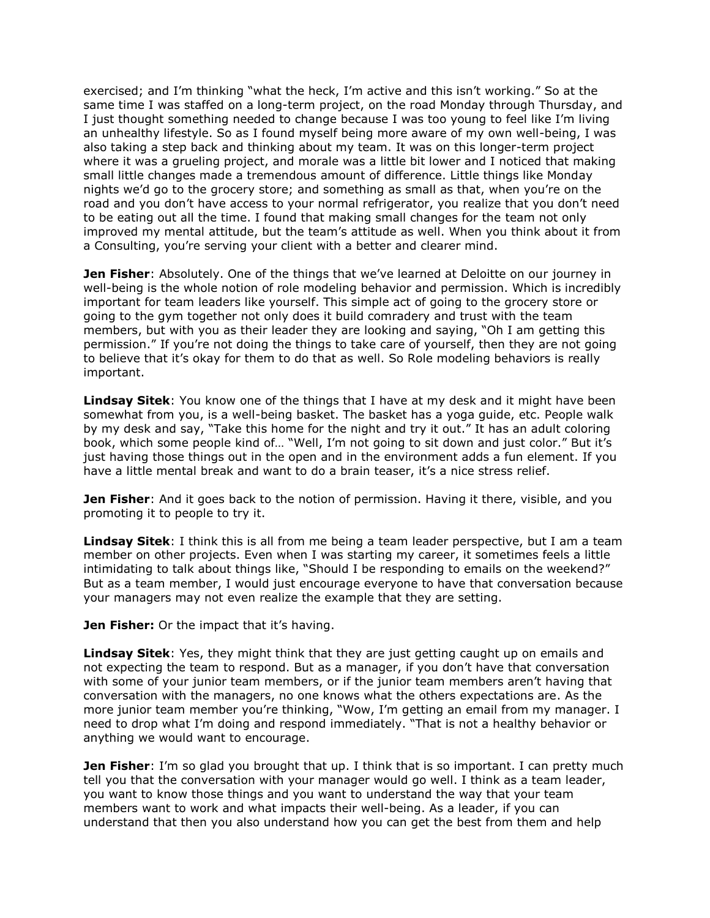exercised; and I'm thinking "what the heck, I'm active and this isn't working." So at the same time I was staffed on a long-term project, on the road Monday through Thursday, and I just thought something needed to change because I was too young to feel like I'm living an unhealthy lifestyle. So as I found myself being more aware of my own well-being, I was also taking a step back and thinking about my team. It was on this longer-term project where it was a grueling project, and morale was a little bit lower and I noticed that making small little changes made a tremendous amount of difference. Little things like Monday nights we'd go to the grocery store; and something as small as that, when you're on the road and you don't have access to your normal refrigerator, you realize that you don't need to be eating out all the time. I found that making small changes for the team not only improved my mental attitude, but the team's attitude as well. When you think about it from a Consulting, you're serving your client with a better and clearer mind.

**Jen Fisher**: Absolutely. One of the things that we've learned at Deloitte on our journey in well-being is the whole notion of role modeling behavior and permission. Which is incredibly important for team leaders like yourself. This simple act of going to the grocery store or going to the gym together not only does it build comradery and trust with the team members, but with you as their leader they are looking and saying, "Oh I am getting this permission." If you're not doing the things to take care of yourself, then they are not going to believe that it's okay for them to do that as well. So Role modeling behaviors is really important.

**Lindsay Sitek**: You know one of the things that I have at my desk and it might have been somewhat from you, is a well-being basket. The basket has a yoga guide, etc. People walk by my desk and say, "Take this home for the night and try it out." It has an adult coloring book, which some people kind of… "Well, I'm not going to sit down and just color." But it's just having those things out in the open and in the environment adds a fun element. If you have a little mental break and want to do a brain teaser, it's a nice stress relief.

**Jen Fisher**: And it goes back to the notion of permission. Having it there, visible, and you promoting it to people to try it.

**Lindsay Sitek**: I think this is all from me being a team leader perspective, but I am a team member on other projects. Even when I was starting my career, it sometimes feels a little intimidating to talk about things like, "Should I be responding to emails on the weekend?" But as a team member, I would just encourage everyone to have that conversation because your managers may not even realize the example that they are setting.

**Jen Fisher:** Or the impact that it's having.

**Lindsay Sitek**: Yes, they might think that they are just getting caught up on emails and not expecting the team to respond. But as a manager, if you don't have that conversation with some of your junior team members, or if the junior team members aren't having that conversation with the managers, no one knows what the others expectations are. As the more junior team member you're thinking, "Wow, I'm getting an email from my manager. I need to drop what I'm doing and respond immediately. "That is not a healthy behavior or anything we would want to encourage.

**Jen Fisher**: I'm so glad you brought that up. I think that is so important. I can pretty much tell you that the conversation with your manager would go well. I think as a team leader, you want to know those things and you want to understand the way that your team members want to work and what impacts their well-being. As a leader, if you can understand that then you also understand how you can get the best from them and help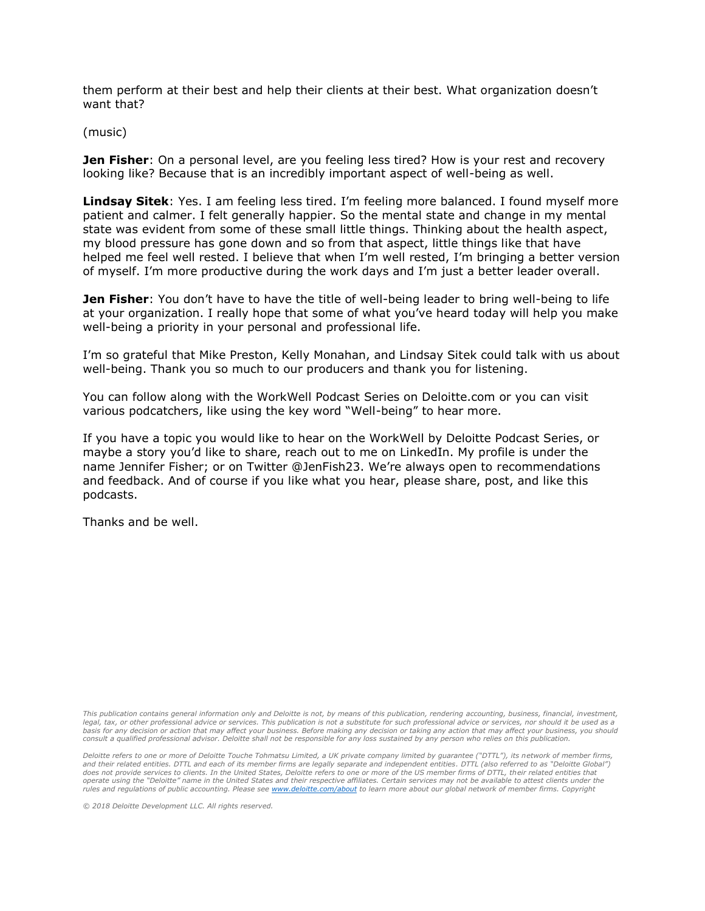them perform at their best and help their clients at their best. What organization doesn't want that?

(music)

**Jen Fisher**: On a personal level, are you feeling less tired? How is your rest and recovery looking like? Because that is an incredibly important aspect of well-being as well.

**Lindsay Sitek**: Yes. I am feeling less tired. I'm feeling more balanced. I found myself more patient and calmer. I felt generally happier. So the mental state and change in my mental state was evident from some of these small little things. Thinking about the health aspect, my blood pressure has gone down and so from that aspect, little things like that have helped me feel well rested. I believe that when I'm well rested, I'm bringing a better version of myself. I'm more productive during the work days and I'm just a better leader overall.

**Jen Fisher**: You don't have to have the title of well-being leader to bring well-being to life at your organization. I really hope that some of what you've heard today will help you make well-being a priority in your personal and professional life.

I'm so grateful that Mike Preston, Kelly Monahan, and Lindsay Sitek could talk with us about well-being. Thank you so much to our producers and thank you for listening.

You can follow along with the WorkWell Podcast Series on Deloitte.com or you can visit various podcatchers, like using the key word "Well-being" to hear more.

If you have a topic you would like to hear on the WorkWell by Deloitte Podcast Series, or maybe a story you'd like to share, reach out to me on LinkedIn. My profile is under the name Jennifer Fisher; or on Twitter @JenFish23. We're always open to recommendations and feedback. And of course if you like what you hear, please share, post, and like this podcasts.

Thanks and be well.

*This publication contains general information only and Deloitte is not, by means of this publication, rendering accounting, business, financial, investment, legal, tax, or other professional advice or services. This publication is not a substitute for such professional advice or services, nor should it be used as a basis for any decision or action that may affect your business. Before making any decision or taking any action that may affect your business, you should consult a qualified professional advisor. Deloitte shall not be responsible for any loss sustained by any person who relies on this publication.*

*Deloitte refers to one or more of Deloitte Touche Tohmatsu Limited, a UK private company limited by guarantee ("DTTL"), its network of member firms, and their related entities. DTTL and each of its member firms are legally separate and independent entities. DTTL (also referred to as "Deloitte Global") does not provide services to clients. In the United States, Deloitte refers to one or more of the US member firms of DTTL, their related entities that operate using the "Deloitte" name in the United States and their respective affiliates. Certain services may not be available to attest clients under the rules and regulations of public accounting. Please see www.deloitte.com/about to learn more about our global network of member firms. Copyright*

*© 2018 Deloitte Development LLC. All rights reserved.*